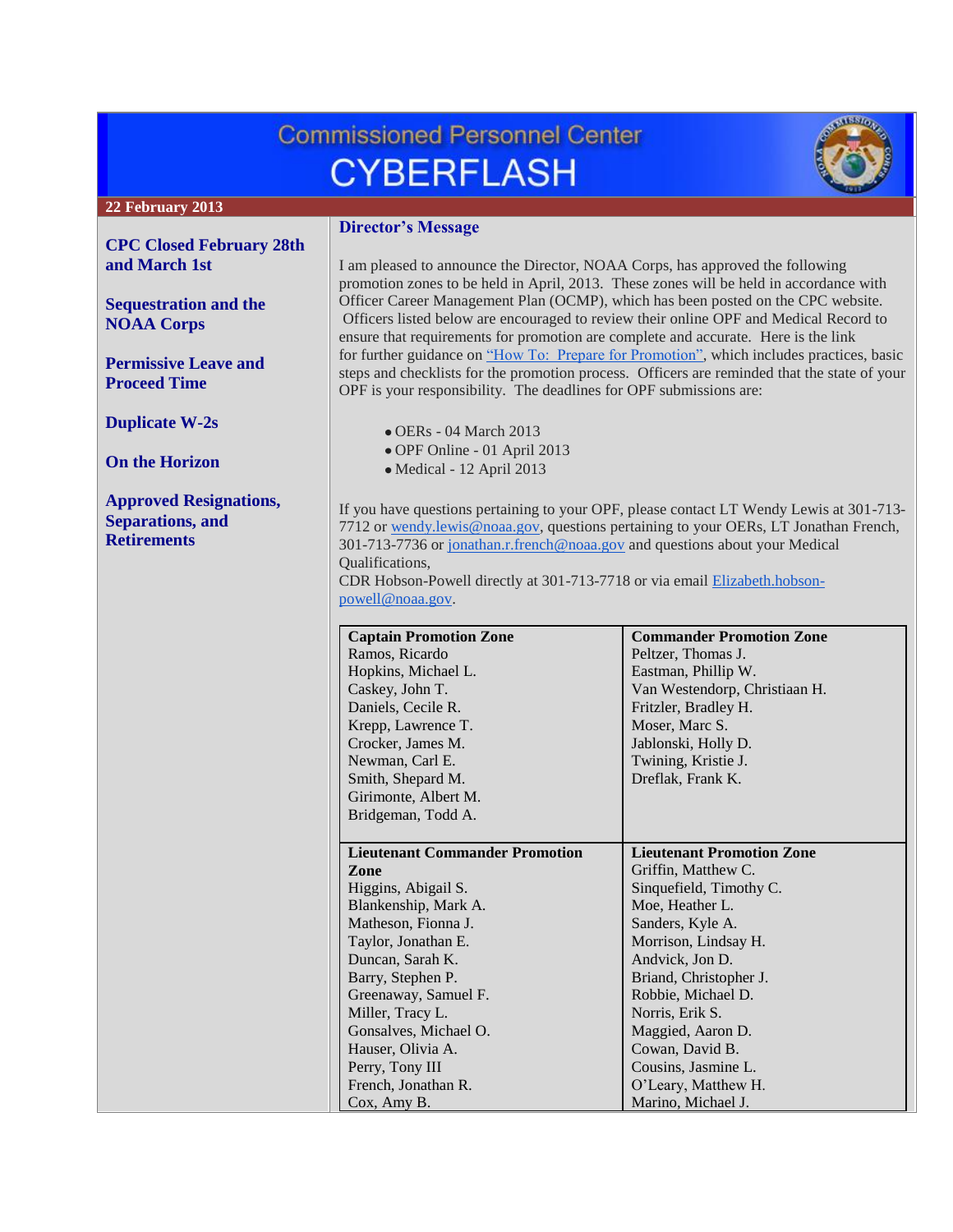# Commissioned Personnel Center CYBERFLASH

**22 February 2013**

**CPC Closed February 28th and March 1st**

**Sequestration and the NOAA Corps**

**Permissive Leave and Proceed Time**

**Duplicate W-2s**

**On the Horizon**

**Approved Resignations, Separations, and Retirements**

## Director's Message

I am pleased to announce the Director, NOAA Corps, has approved the following promotion zones to be held in April, 2013. These zones will be held in accordance with Officer Career Management Plan (OCMP), which has been posted on the CPC website. Officers listed below are encouraged to review their online OPF and Medical Record to ensure that requirements for promotion are complete and accurate. Here is the link for further guidance on "How To: Prepare for Promotion", which includes practices, basic steps and checklists for the promotion process. Officers are reminded that the state of your OPF is your responsibility. The deadlines for OPF submissions are:

- OERs - 04 March 2013
- OPF Online - 01 April 2013
- Medical - 12 April 2013

If you have questions pertaining to your OPF, please contact LT Wendy Lewis at 301-713-7712 or wendy.lewis@noaa.gov, questions pertaining to your OERs, LT Jonathan French, 301-713-7736 or jonathan.r.french@noaa.gov and questions about your Medical Qualifications,
CDR Hobson-Powell directly at 301-713-7718 or via email Elizabeth.hobson-powell@noaa.gov.

| Captain Promotion Zone | Commander Promotion Zone |
|---|---|
| Ramos, Ricardo | Peltzer, Thomas J. |
| Hopkins, Michael L. | Eastman, Phillip W. |
| Caskey, John T. | Van Westendorp, Christiaan H. |
| Daniels, Cecile R. | Fritzler, Bradley H. |
| Krepp, Lawrence T. | Moser, Marc S. |
| Crocker, James M. | Jablonski, Holly D. |
| Newman, Carl E. | Twining, Kristie J. |
| Smith, Shepard M. | Dreflak, Frank K. |
| Girimonte, Albert M. | |
| Bridgeman, Todd A. | |

| Lieutenant Commander Promotion Zone | Lieutenant Promotion Zone |
|---|---|
| Higgins, Abigail S. | Griffin, Matthew C. |
| Blankenship, Mark A. | Sinquefield, Timothy C. |
| Matheson, Fionna J. | Moe, Heather L. |
| Taylor, Jonathan E. | Sanders, Kyle A. |
| Duncan, Sarah K. | Morrison, Lindsay H. |
| Barry, Stephen P. | Andvick, Jon D. |
| Greenaway, Samuel F. | Briand, Christopher J. |
| Miller, Tracy L. | Robbie, Michael D. |
| Gonsalves, Michael O. | Norris, Erik S. |
| Hauser, Olivia A. | Maggied, Aaron D. |
| Perry, Tony III | Cowan, David B. |
| French, Jonathan R. | Cousins, Jasmine L. |
| Cox, Amy B. | O'Leary, Matthew H. |
| | Marino, Michael J. |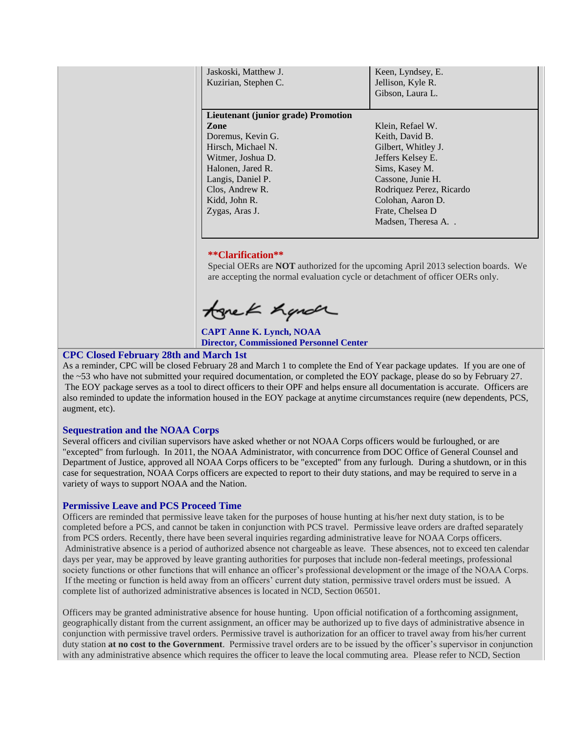| | |
|---|---|
| Jaskoski, Matthew J.<br>Kuzirian, Stephen C. | Keen, Lyndsey, E.<br>Jellison, Kyle R.<br>Gibson, Laura L. |
| **Lieutenant (junior grade) Promotion Zone**<br>Doremus, Kevin G.<br>Hirsch, Michael N.<br>Witmer, Joshua D.<br>Halonen, Jared R.<br>Langis, Daniel P.<br>Clos, Andrew R.<br>Kidd, John R.<br>Zygas, Aras J. | Klein, Refael W.<br>Keith, David B.<br>Gilbert, Whitley J.<br>Jeffers Kelsey E.<br>Sims, Kasey M.<br>Cassone, Junie H.<br>Rodriquez Perez, Ricardo<br>Colohan, Aaron D.<br>Frate, Chelsea D<br>Madsen, Theresa A. . |

**\*\*Clarification\*\***

Special OERs are **NOT** authorized for the upcoming April 2013 selection boards. We are accepting the normal evaluation cycle or detachment of officer OERs only.

Anne K Lynch

**CAPT Anne K. Lynch, NOAA**
**Director, Commissioned Personnel Center**

### CPC Closed February 28th and March 1st

As a reminder, CPC will be closed February 28 and March 1 to complete the End of Year package updates. If you are one of the ~53 who have not submitted your required documentation, or completed the EOY package, please do so by February 27. The EOY package serves as a tool to direct officers to their OPF and helps ensure all documentation is accurate. Officers are also reminded to update the information housed in the EOY package at anytime circumstances require (new dependents, PCS, augment, etc).

### Sequestration and the NOAA Corps

Several officers and civilian supervisors have asked whether or not NOAA Corps officers would be furloughed, or are "excepted" from furlough. In 2011, the NOAA Administrator, with concurrence from DOC Office of General Counsel and Department of Justice, approved all NOAA Corps officers to be "excepted" from any furlough. During a shutdown, or in this case for sequestration, NOAA Corps officers are expected to report to their duty stations, and may be required to serve in a variety of ways to support NOAA and the Nation.

### Permissive Leave and PCS Proceed Time

Officers are reminded that permissive leave taken for the purposes of house hunting at his/her next duty station, is to be completed before a PCS, and cannot be taken in conjunction with PCS travel. Permissive leave orders are drafted separately from PCS orders. Recently, there have been several inquiries regarding administrative leave for NOAA Corps officers. Administrative absence is a period of authorized absence not chargeable as leave. These absences, not to exceed ten calendar days per year, may be approved by leave granting authorities for purposes that include non-federal meetings, professional society functions or other functions that will enhance an officer's professional development or the image of the NOAA Corps. If the meeting or function is held away from an officers' current duty station, permissive travel orders must be issued. A complete list of authorized administrative absences is located in NCD, Section 06501.

Officers may be granted administrative absence for house hunting. Upon official notification of a forthcoming assignment, geographically distant from the current assignment, an officer may be authorized up to five days of administrative absence in conjunction with permissive travel orders. Permissive travel is authorization for an officer to travel away from his/her current duty station **at no cost to the Government**. Permissive travel orders are to be issued by the officer's supervisor in conjunction with any administrative absence which requires the officer to leave the local commuting area. Please refer to NCD, Section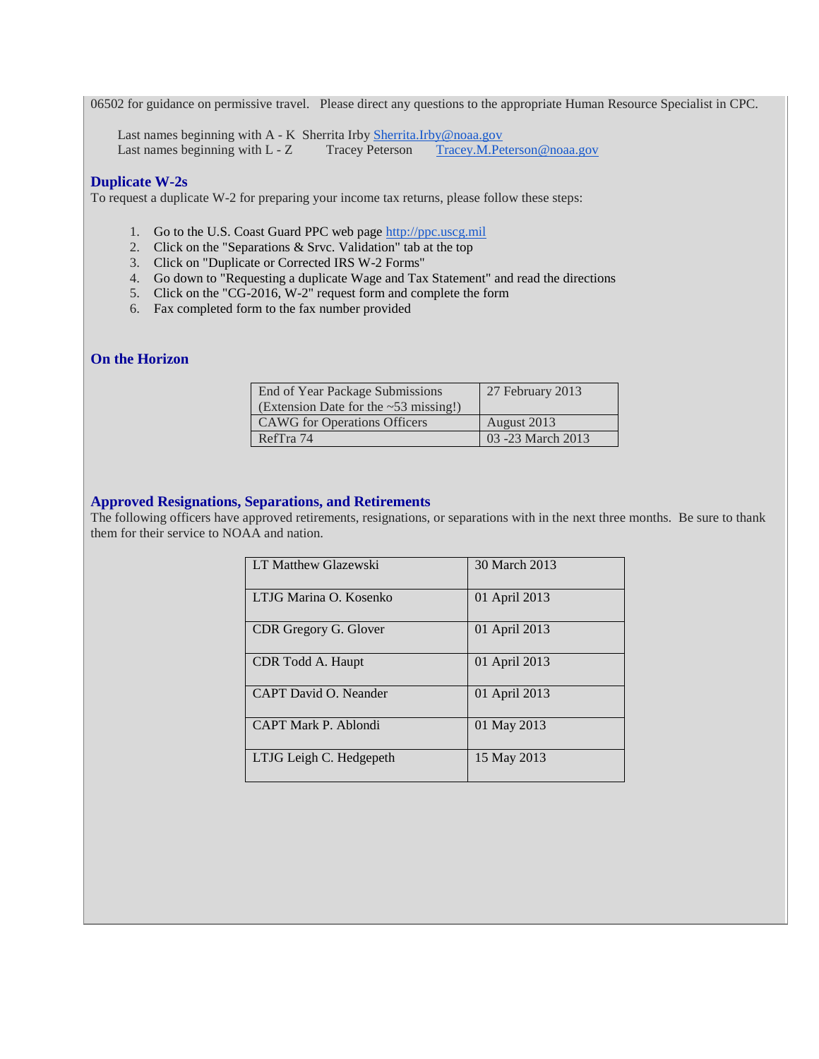06502 for guidance on permissive travel. Please direct any questions to the appropriate Human Resource Specialist in CPC.

Last names beginning with A - K Sherrita Irby Sherrita.Irby@noaa.gov
Last names beginning with L - Z Tracey Peterson Tracey.M.Peterson@noaa.gov

### Duplicate W-2s

To request a duplicate W-2 for preparing your income tax returns, please follow these steps:

1. Go to the U.S. Coast Guard PPC web page http://ppc.uscg.mil
2. Click on the "Separations & Srvc. Validation" tab at the top
3. Click on "Duplicate or Corrected IRS W-2 Forms"
4. Go down to "Requesting a duplicate Wage and Tax Statement" and read the directions
5. Click on the "CG-2016, W-2" request form and complete the form
6. Fax completed form to the fax number provided

### On the Horizon

| | |
|---|---|
| End of Year Package Submissions (Extension Date for the ~53 missing!) | 27 February 2013 |
| CAWG for Operations Officers | August 2013 |
| RefTra 74 | 03 -23 March 2013 |

### Approved Resignations, Separations, and Retirements

The following officers have approved retirements, resignations, or separations with in the next three months. Be sure to thank them for their service to NOAA and nation.

| | |
|---|---|
| LT Matthew Glazewski | 30 March 2013 |
| LTJG Marina O. Kosenko | 01 April 2013 |
| CDR Gregory G. Glover | 01 April 2013 |
| CDR Todd A. Haupt | 01 April 2013 |
| CAPT David O. Neander | 01 April 2013 |
| CAPT Mark P. Ablondi | 01 May 2013 |
| LTJG Leigh C. Hedgepeth | 15 May 2013 |